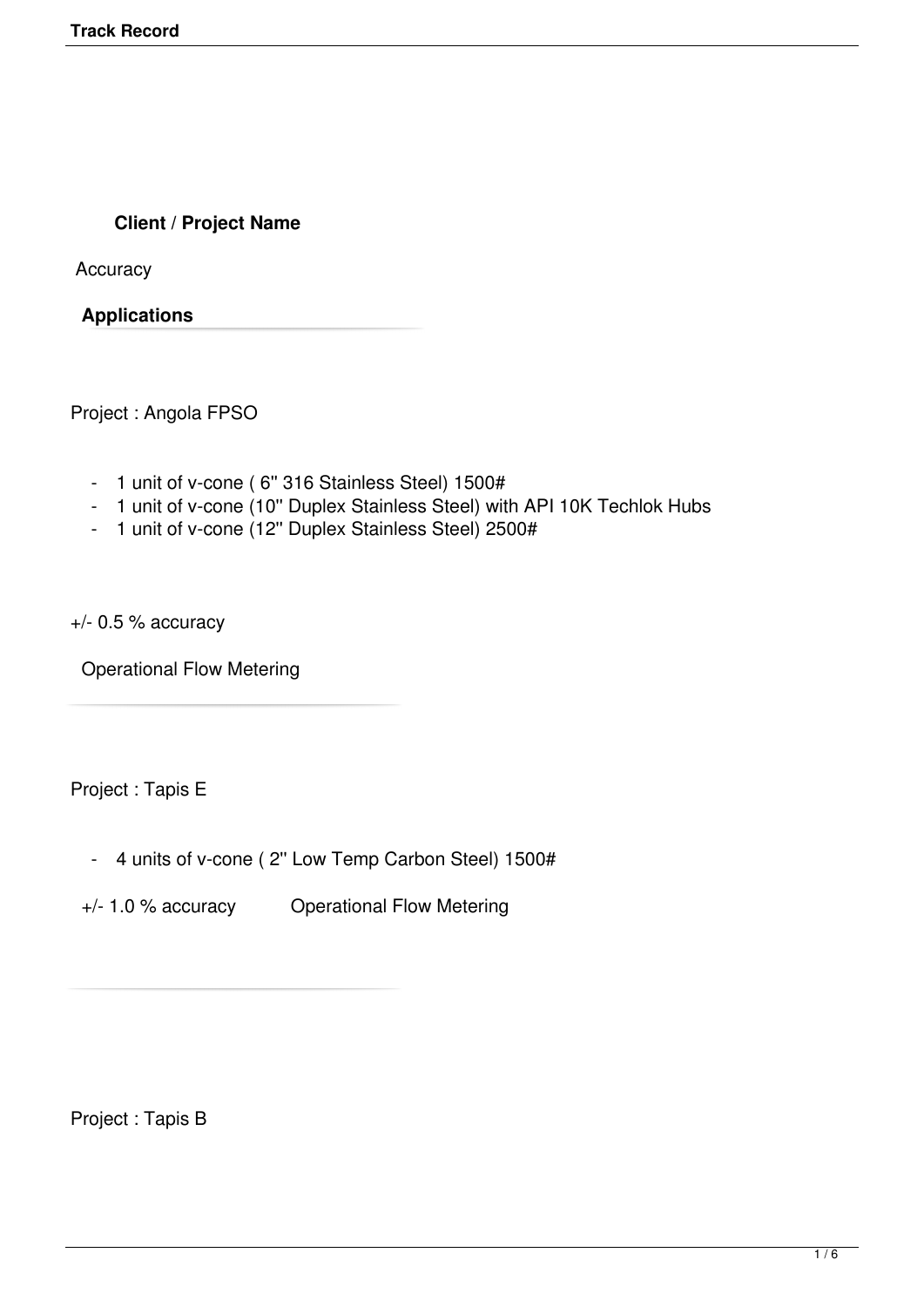**Client / Project Name**

Accuracy

**Applications**

Project : Angola FPSO

- 1 unit of v-cone ( 6" 316 Stainless Steel) 1500#
- 1 unit of v-cone (10" Duplex Stainless Steel) with API 10K Techlok Hubs
- 1 unit of v-cone (12" Duplex Stainless Steel) 2500#

+/- 0.5 % accuracy

Operational Flow Metering

Project : Tapis E

- 4 units of v-cone ( 2" Low Temp Carbon Steel) 1500#

+/- 1.0 % accuracy Operational Flow Metering

Project : Tapis B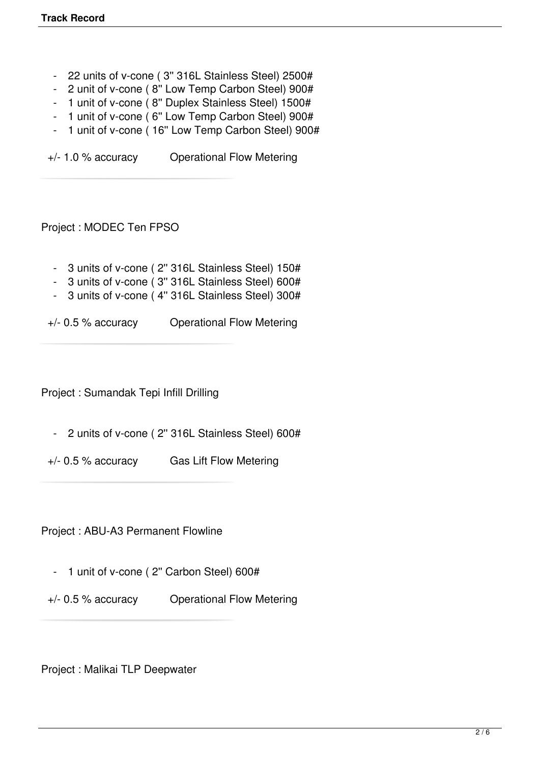- 22 units of v-cone ( 3" 316L Stainless Steel) 2500#
- 2 unit of v-cone ( 8" Low Temp Carbon Steel) 900#
- 1 unit of v-cone ( 8" Duplex Stainless Steel) 1500#
- 1 unit of v-cone ( 6" Low Temp Carbon Steel) 900#
- 1 unit of v-cone ( 16" Low Temp Carbon Steel) 900#

+/- 1.0 % accuracy          Operational Flow Metering

---

Project : MODEC Ten FPSO

- 3 units of v-cone ( 2" 316L Stainless Steel) 150#
- 3 units of v-cone ( 3" 316L Stainless Steel) 600#
- 3 units of v-cone ( 4" 316L Stainless Steel) 300#

+/- 0.5 % accuracy          Operational Flow Metering

---

Project : Sumandak Tepi Infill Drilling

- 2 units of v-cone ( 2" 316L Stainless Steel) 600#

+/- 0.5 % accuracy          Gas Lift Flow Metering

---

Project : ABU-A3 Permanent Flowline

- 1 unit of v-cone ( 2" Carbon Steel) 600#

+/- 0.5 % accuracy          Operational Flow Metering

---

Project : Malikai TLP Deepwater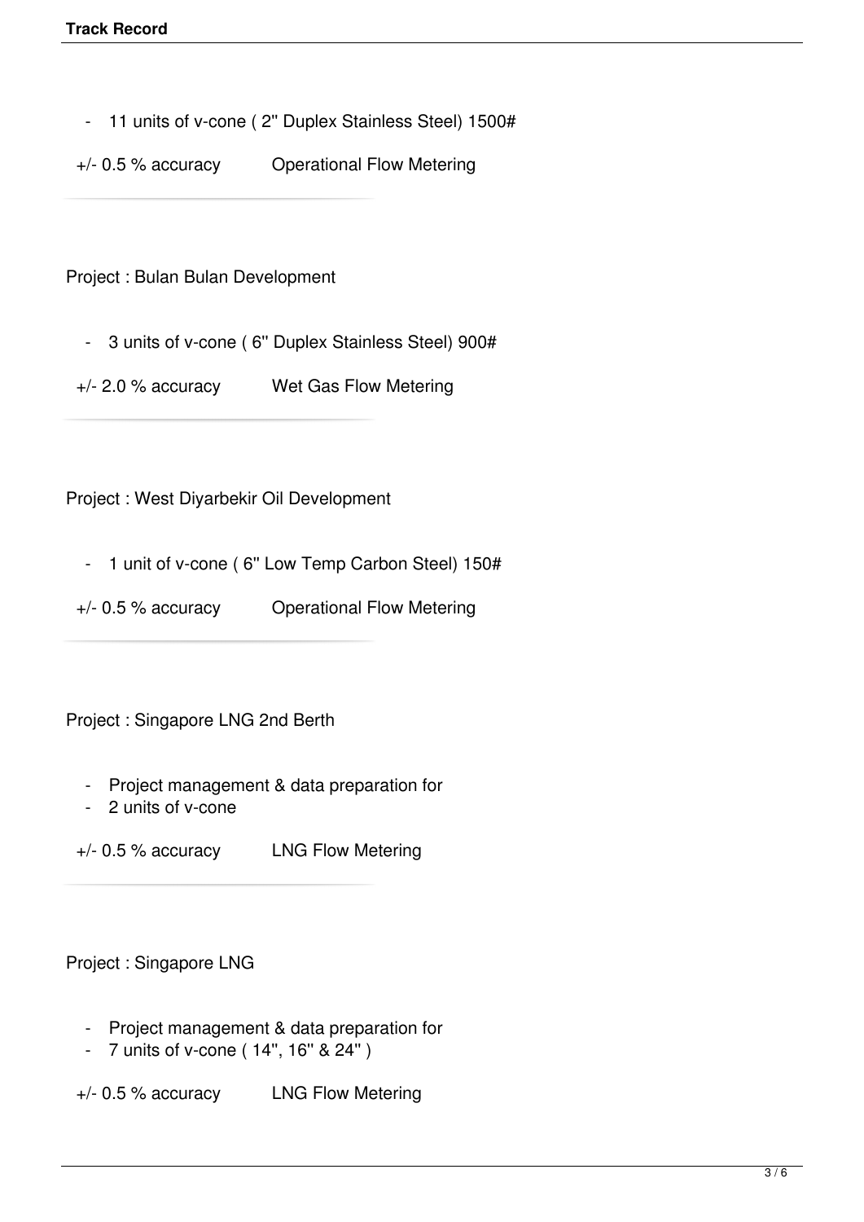- 11 units of v-cone ( 2" Duplex Stainless Steel) 1500#

+/- 0.5 % accuracy Operational Flow Metering

---

Project : Bulan Bulan Development

- 3 units of v-cone ( 6" Duplex Stainless Steel) 900#

+/- 2.0 % accuracy Wet Gas Flow Metering

---

Project : West Diyarbekir Oil Development

- 1 unit of v-cone ( 6" Low Temp Carbon Steel) 150#

+/- 0.5 % accuracy Operational Flow Metering

---

Project : Singapore LNG 2nd Berth

- Project management & data preparation for
- 2 units of v-cone

+/- 0.5 % accuracy LNG Flow Metering

---

Project : Singapore LNG

- Project management & data preparation for
- 7 units of v-cone ( 14", 16" & 24" )

+/- 0.5 % accuracy LNG Flow Metering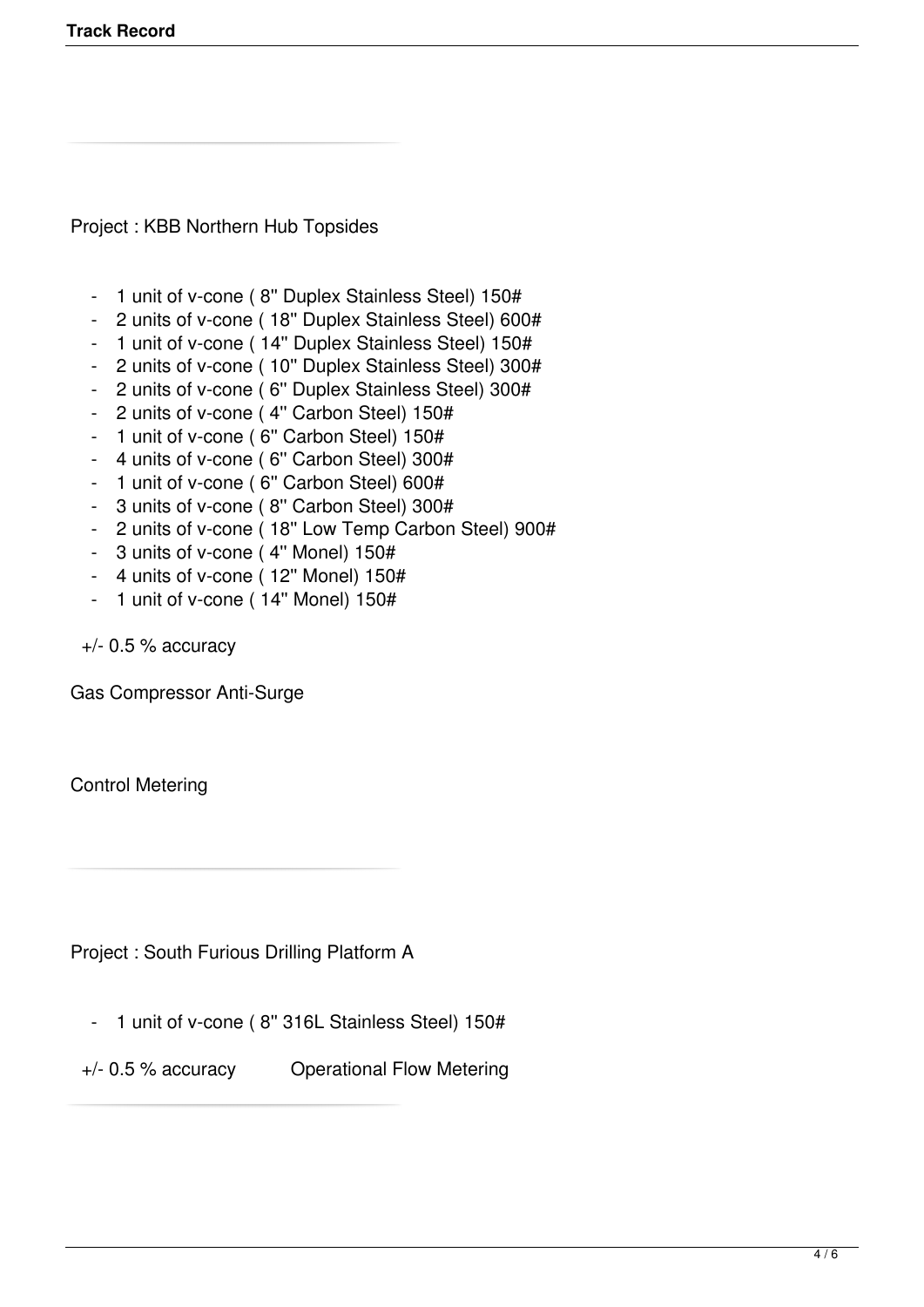---

Project : KBB Northern Hub Topsides

- 1 unit of v-cone ( 8" Duplex Stainless Steel) 150#
- 2 units of v-cone ( 18" Duplex Stainless Steel) 600#
- 1 unit of v-cone ( 14" Duplex Stainless Steel) 150#
- 2 units of v-cone ( 10" Duplex Stainless Steel) 300#
- 2 units of v-cone ( 6" Duplex Stainless Steel) 300#
- 2 units of v-cone ( 4" Carbon Steel) 150#
- 1 unit of v-cone ( 6" Carbon Steel) 150#
- 4 units of v-cone ( 6" Carbon Steel) 300#
- 1 unit of v-cone ( 6" Carbon Steel) 600#
- 3 units of v-cone ( 8" Carbon Steel) 300#
- 2 units of v-cone ( 18" Low Temp Carbon Steel) 900#
- 3 units of v-cone ( 4" Monel) 150#
- 4 units of v-cone ( 12" Monel) 150#
- 1 unit of v-cone ( 14" Monel) 150#

+/- 0.5 % accuracy

Gas Compressor Anti-Surge

Control Metering

---

Project : South Furious Drilling Platform A

- 1 unit of v-cone ( 8" 316L Stainless Steel) 150#

+/- 0.5 % accuracy Operational Flow Metering

---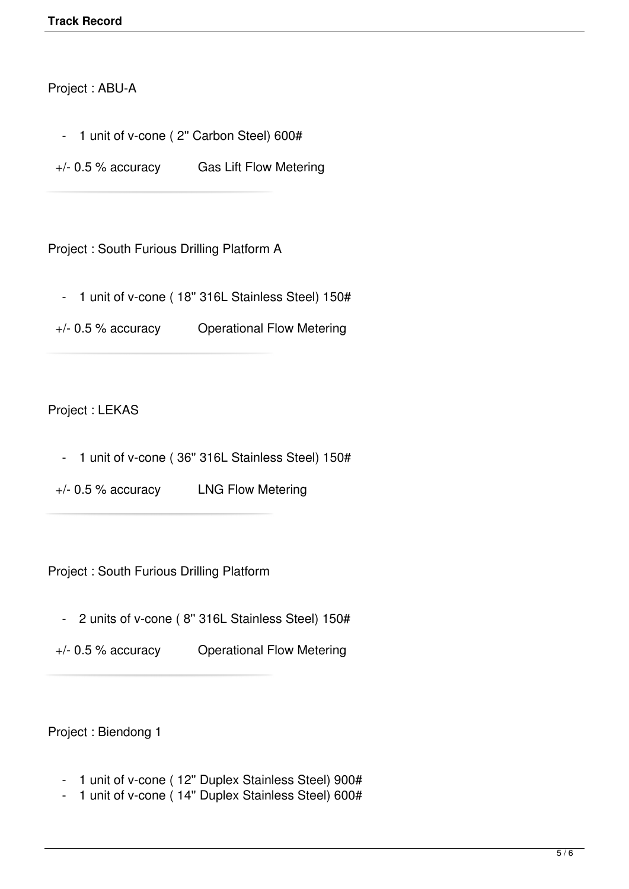Project : ABU-A

- 1 unit of v-cone ( 2" Carbon Steel) 600#

+/- 0.5 % accuracy Gas Lift Flow Metering

Project : South Furious Drilling Platform A

- 1 unit of v-cone ( 18" 316L Stainless Steel) 150#

+/- 0.5 % accuracy Operational Flow Metering

Project : LEKAS

- 1 unit of v-cone ( 36" 316L Stainless Steel) 150#

+/- 0.5 % accuracy LNG Flow Metering

Project : South Furious Drilling Platform

- 2 units of v-cone ( 8" 316L Stainless Steel) 150#

+/- 0.5 % accuracy Operational Flow Metering

Project : Biendong 1

- 1 unit of v-cone ( 12" Duplex Stainless Steel) 900#
- 1 unit of v-cone ( 14" Duplex Stainless Steel) 600#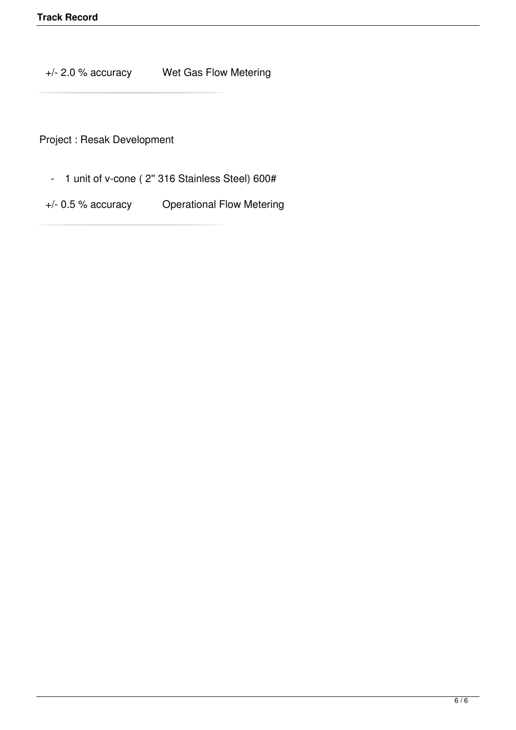+/- 2.0 % accuracy Wet Gas Flow Metering

---

Project : Resak Development

- 1 unit of v-cone ( 2" 316 Stainless Steel) 600#

+/- 0.5 % accuracy Operational Flow Metering

---